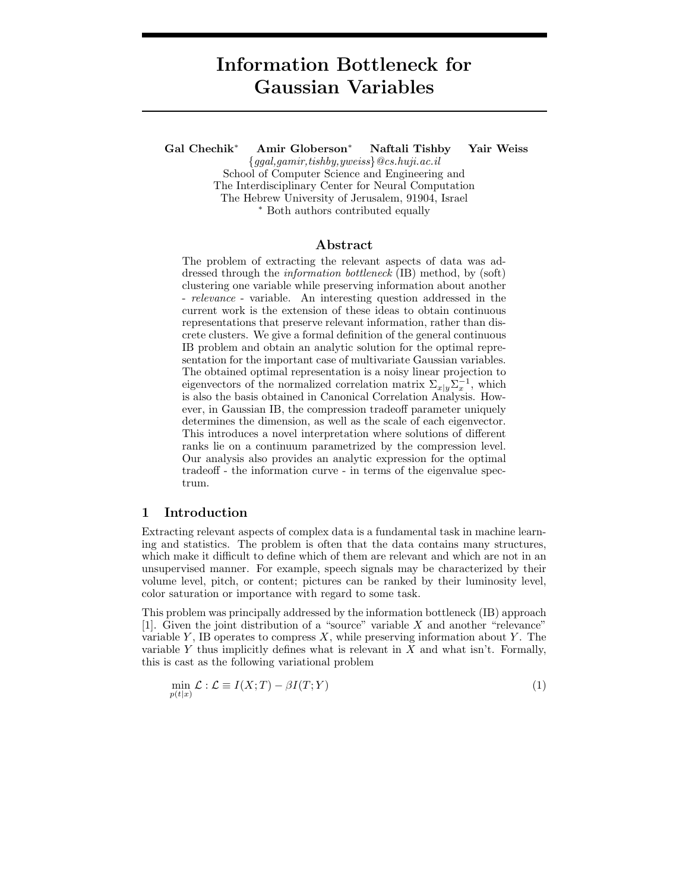# Information Bottleneck for Gaussian Variables

**Gal Chechik*** **Amir Globerson*** **Naftali Tishby** **Yair Weiss**

{*ggal,gamir,tishby,yweiss*}*@cs.huji.ac.il*
School of Computer Science and Engineering and
The Interdisciplinary Center for Neural Computation
The Hebrew University of Jerusalem, 91904, Israel
* Both authors contributed equally

## Abstract

The problem of extracting the relevant aspects of data was addressed through the *information bottleneck* (IB) method, by (soft) clustering one variable while preserving information about another - *relevance* - variable. An interesting question addressed in the current work is the extension of these ideas to obtain continuous representations that preserve relevant information, rather than discrete clusters. We give a formal definition of the general continuous IB problem and obtain an analytic solution for the optimal representation for the important case of multivariate Gaussian variables. The obtained optimal representation is a noisy linear projection to eigenvectors of the normalized correlation matrix $\Sigma_{x|y}\Sigma_x^{-1}$, which is also the basis obtained in Canonical Correlation Analysis. However, in Gaussian IB, the compression tradeoff parameter uniquely determines the dimension, as well as the scale of each eigenvector. This introduces a novel interpretation where solutions of different ranks lie on a continuum parametrized by the compression level. Our analysis also provides an analytic expression for the optimal tradeoff - the information curve - in terms of the eigenvalue spectrum.

## 1 Introduction

Extracting relevant aspects of complex data is a fundamental task in machine learning and statistics. The problem is often that the data contains many structures, which make it difficult to define which of them are relevant and which are not in an unsupervised manner. For example, speech signals may be characterized by their volume level, pitch, or content; pictures can be ranked by their luminosity level, color saturation or importance with regard to some task.

This problem was principally addressed by the information bottleneck (IB) approach [1]. Given the joint distribution of a "source" variable $X$ and another "relevance" variable $Y$, IB operates to compress $X$, while preserving information about $Y$. The variable $Y$ thus implicitly defines what is relevant in $X$ and what isn't. Formally, this is cast as the following variational problem

$$\min_{p(t|x)} \mathcal{L} : \mathcal{L} \equiv I(X;T) - \beta I(T;Y) \tag{1}$$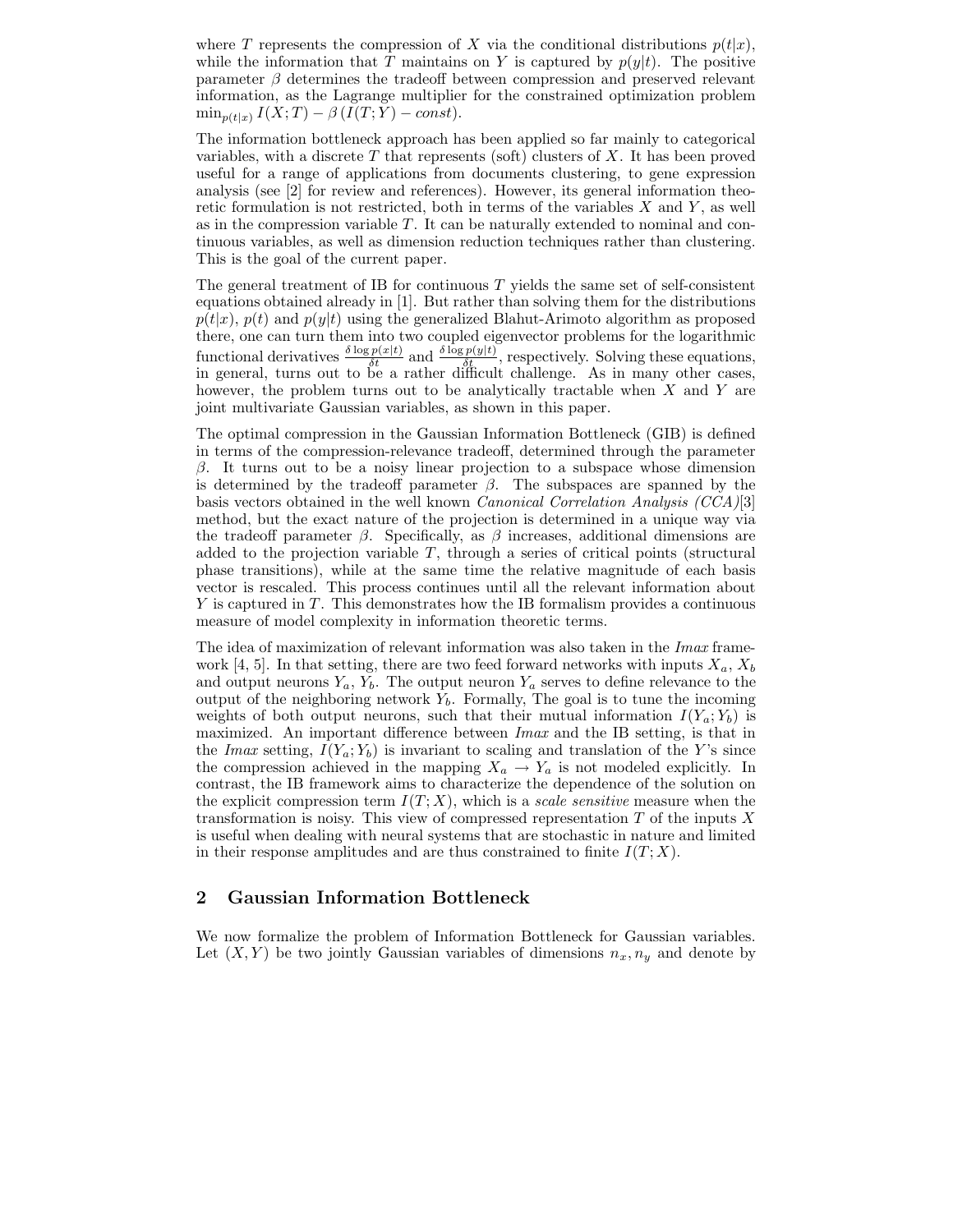where $T$ represents the compression of $X$ via the conditional distributions $p(t|x)$, while the information that $T$ maintains on $Y$ is captured by $p(y|t)$. The positive parameter $\beta$ determines the tradeoff between compression and preserved relevant information, as the Lagrange multiplier for the constrained optimization problem $\min_{p(t|x)} I(X;T) - \beta\,(I(T;Y) - const)$.

The information bottleneck approach has been applied so far mainly to categorical variables, with a discrete $T$ that represents (soft) clusters of $X$. It has been proved useful for a range of applications from documents clustering, to gene expression analysis (see [2] for review and references). However, its general information theoretic formulation is not restricted, both in terms of the variables $X$ and $Y$, as well as in the compression variable $T$. It can be naturally extended to nominal and continuous variables, as well as dimension reduction techniques rather than clustering. This is the goal of the current paper.

The general treatment of IB for continuous $T$ yields the same set of self-consistent equations obtained already in [1]. But rather than solving them for the distributions $p(t|x)$, $p(t)$ and $p(y|t)$ using the generalized Blahut-Arimoto algorithm as proposed there, one can turn them into two coupled eigenvector problems for the logarithmic functional derivatives $\frac{\delta \log p(x|t)}{\delta t}$ and $\frac{\delta \log p(y|t)}{\delta t}$, respectively. Solving these equations, in general, turns out to be a rather difficult challenge. As in many other cases, however, the problem turns out to be analytically tractable when $X$ and $Y$ are joint multivariate Gaussian variables, as shown in this paper.

The optimal compression in the Gaussian Information Bottleneck (GIB) is defined in terms of the compression-relevance tradeoff, determined through the parameter $\beta$. It turns out to be a noisy linear projection to a subspace whose dimension is determined by the tradeoff parameter $\beta$. The subspaces are spanned by the basis vectors obtained in the well known *Canonical Correlation Analysis (CCA)*[3] method, but the exact nature of the projection is determined in a unique way via the tradeoff parameter $\beta$. Specifically, as $\beta$ increases, additional dimensions are added to the projection variable $T$, through a series of critical points (structural phase transitions), while at the same time the relative magnitude of each basis vector is rescaled. This process continues until all the relevant information about $Y$ is captured in $T$. This demonstrates how the IB formalism provides a continuous measure of model complexity in information theoretic terms.

The idea of maximization of relevant information was also taken in the *Imax* framework [4, 5]. In that setting, there are two feed forward networks with inputs $X_a$, $X_b$ and output neurons $Y_a$, $Y_b$. The output neuron $Y_a$ serves to define relevance to the output of the neighboring network $Y_b$. Formally, The goal is to tune the incoming weights of both output neurons, such that their mutual information $I(Y_a;Y_b)$ is maximized. An important difference between *Imax* and the IB setting, is that in the *Imax* setting, $I(Y_a;Y_b)$ is invariant to scaling and translation of the $Y$'s since the compression achieved in the mapping $X_a \rightarrow Y_a$ is not modeled explicitly. In contrast, the IB framework aims to characterize the dependence of the solution on the explicit compression term $I(T;X)$, which is a *scale sensitive* measure when the transformation is noisy. This view of compressed representation $T$ of the inputs $X$ is useful when dealing with neural systems that are stochastic in nature and limited in their response amplitudes and are thus constrained to finite $I(T;X)$.

## 2 Gaussian Information Bottleneck

We now formalize the problem of Information Bottleneck for Gaussian variables. Let $(X,Y)$ be two jointly Gaussian variables of dimensions $n_x, n_y$ and denote by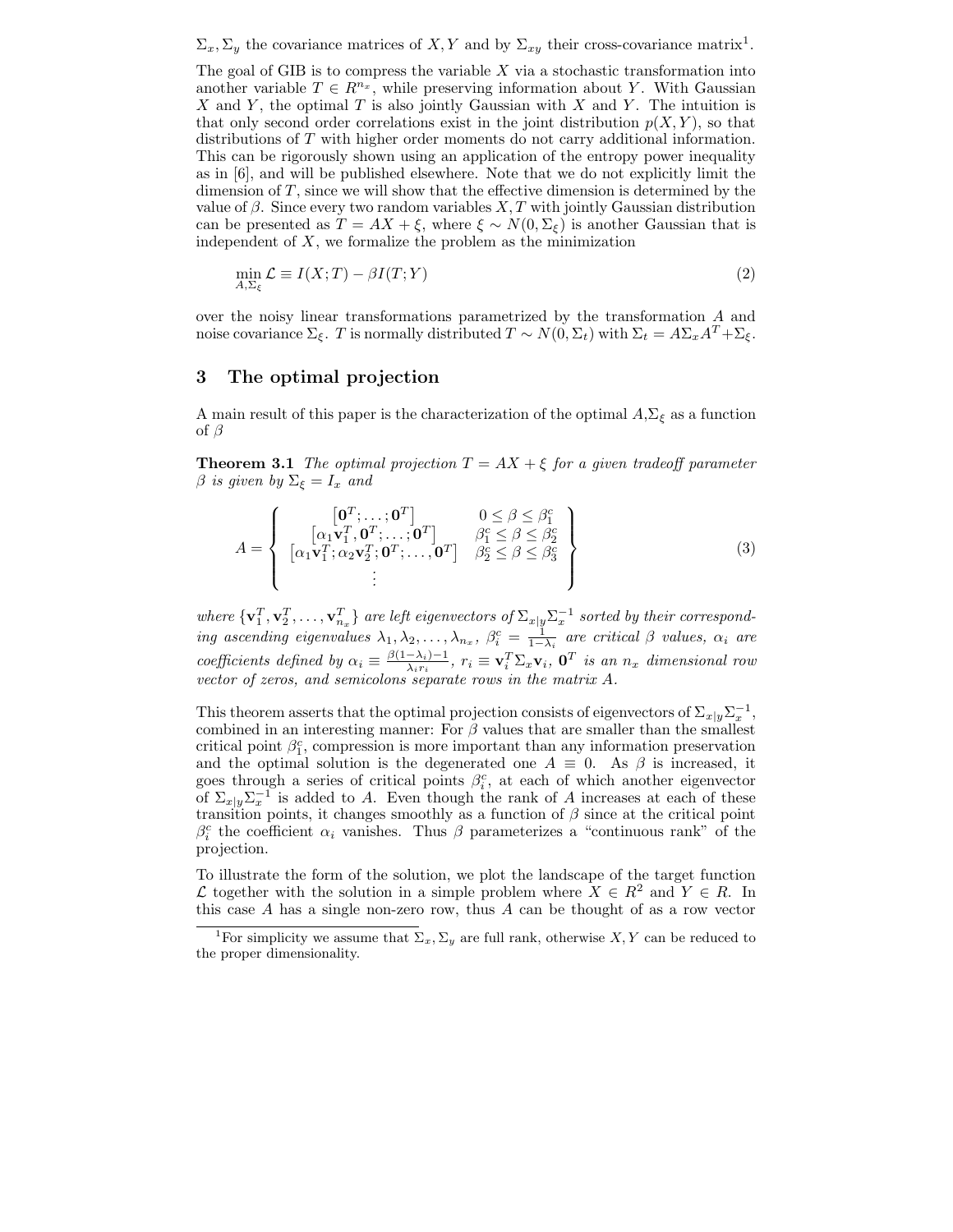$\Sigma_x, \Sigma_y$ the covariance matrices of $X, Y$ and by $\Sigma_{xy}$ their cross-covariance matrix[1].

The goal of GIB is to compress the variable $X$ via a stochastic transformation into another variable $T \in R^{n_x}$, while preserving information about $Y$. With Gaussian $X$ and $Y$, the optimal $T$ is also jointly Gaussian with $X$ and $Y$. The intuition is that only second order correlations exist in the joint distribution $p(X, Y)$, so that distributions of $T$ with higher order moments do not carry additional information. This can be rigorously shown using an application of the entropy power inequality as in [6], and will be published elsewhere. Note that we do not explicitly limit the dimension of $T$, since we will show that the effective dimension is determined by the value of $\beta$. Since every two random variables $X, T$ with jointly Gaussian distribution can be presented as $T = AX + \xi$, where $\xi \sim N(0, \Sigma_\xi)$ is another Gaussian that is independent of $X$, we formalize the problem as the minimization

$$\min_{A, \Sigma_\xi} \mathcal{L} \equiv I(X;T) - \beta I(T;Y) \tag{2}$$

over the noisy linear transformations parametrized by the transformation $A$ and noise covariance $\Sigma_\xi$. $T$ is normally distributed $T \sim N(0, \Sigma_t)$ with $\Sigma_t = A\Sigma_x A^T + \Sigma_\xi$.

## 3 The optimal projection

A main result of this paper is the characterization of the optimal $A$,$\Sigma_\xi$ as a function of $\beta$

**Theorem 3.1** *The optimal projection $T = AX + \xi$ for a given tradeoff parameter $\beta$ is given by $\Sigma_\xi = I_x$ and*

$$A = \left\{ \begin{array}{cc} \left[\mathbf{0}^T; \ldots; \mathbf{0}^T\right] & 0 \le \beta \le \beta_1^c \\ \left[\alpha_1 \mathbf{v}_1^T, \mathbf{0}^T; \ldots; \mathbf{0}^T\right] & \beta_1^c \le \beta \le \beta_2^c \\ \left[\alpha_1 \mathbf{v}_1^T; \alpha_2 \mathbf{v}_2^T; \mathbf{0}^T; \ldots, \mathbf{0}^T\right] & \beta_2^c \le \beta \le \beta_3^c \\ \vdots & \end{array} \right\} \tag{3}$$

*where $\{\mathbf{v}_1^T, \mathbf{v}_2^T, \ldots, \mathbf{v}_{n_x}^T\}$ are left eigenvectors of $\Sigma_{x|y}\Sigma_x^{-1}$ sorted by their corresponding ascending eigenvalues $\lambda_1, \lambda_2, \ldots, \lambda_{n_x}$, $\beta_i^c = \frac{1}{1-\lambda_i}$ are critical $\beta$ values, $\alpha_i$ are coefficients defined by $\alpha_i \equiv \frac{\beta(1-\lambda_i)-1}{\lambda_i r_i}$, $r_i \equiv \mathbf{v}_i^T \Sigma_x \mathbf{v}_i$, $\mathbf{0}^T$ is an $n_x$ dimensional row vector of zeros, and semicolons separate rows in the matrix $A$.*

This theorem asserts that the optimal projection consists of eigenvectors of $\Sigma_{x|y}\Sigma_x^{-1}$, combined in an interesting manner: For $\beta$ values that are smaller than the smallest critical point $\beta_1^c$, compression is more important than any information preservation and the optimal solution is the degenerated one $A \equiv 0$. As $\beta$ is increased, it goes through a series of critical points $\beta_i^c$, at each of which another eigenvector of $\Sigma_{x|y}\Sigma_x^{-1}$ is added to $A$. Even though the rank of $A$ increases at each of these transition points, it changes smoothly as a function of $\beta$ since at the critical point $\beta_i^c$ the coefficient $\alpha_i$ vanishes. Thus $\beta$ parameterizes a "continuous rank" of the projection.

To illustrate the form of the solution, we plot the landscape of the target function $\mathcal{L}$ together with the solution in a simple problem where $X \in R^2$ and $Y \in R$. In this case $A$ has a single non-zero row, thus $A$ can be thought of as a row vector

[1] For simplicity we assume that $\Sigma_x, \Sigma_y$ are full rank, otherwise $X, Y$ can be reduced to the proper dimensionality.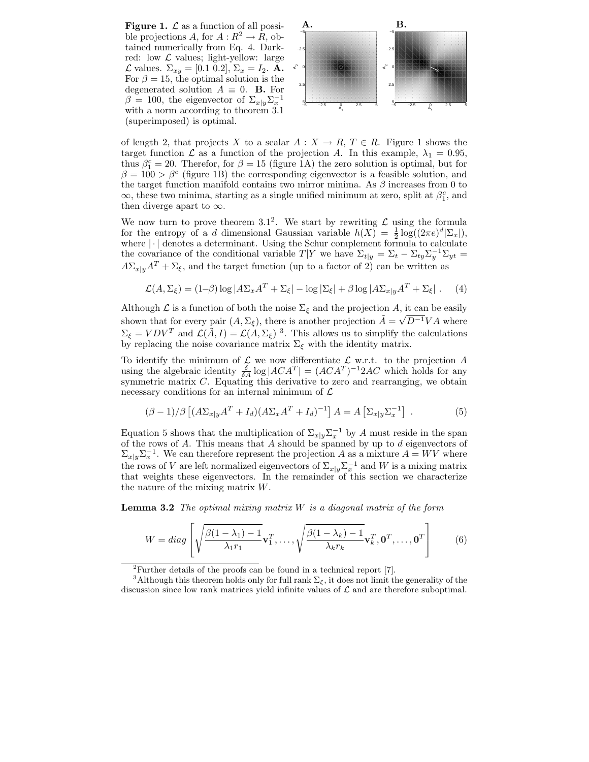**Figure 1.** $\mathcal{L}$ as a function of all possible projections $A$, for $A : R^2 \rightarrow R$, obtained numerically from Eq. 4. Dark-red: low $\mathcal{L}$ values; light-yellow: large $\mathcal{L}$ values. $\Sigma_{xy} = [0.1\ 0.2]$, $\Sigma_x = I_2$. **A.** For $\beta = 15$, the optimal solution is the degenerated solution $A \equiv 0$. **B.** For $\beta = 100$, the eigenvector of $\Sigma_{x|y}\Sigma_x^{-1}$ with a norm according to theorem 3.1 (superimposed) is optimal.

of length 2, that projects $X$ to a scalar $A : X \rightarrow R$, $T \in R$. Figure 1 shows the target function $\mathcal{L}$ as a function of the projection $A$. In this example, $\lambda_1 = 0.95$, thus $\beta_1^c = 20$. Therefor, for $\beta = 15$ (figure 1A) the zero solution is optimal, but for $\beta = 100 > \beta^c$ (figure 1B) the corresponding eigenvector is a feasible solution, and the target function manifold contains two mirror minima. As $\beta$ increases from 0 to $\infty$, these two minima, starting as a single unified minimum at zero, split at $\beta_1^c$, and then diverge apart to $\infty$.

We now turn to prove theorem 3.1[2]. We start by rewriting $\mathcal{L}$ using the formula for the entropy of a $d$ dimensional Gaussian variable $h(X) = \frac{1}{2}\log((2\pi e)^d|\Sigma_x|)$, where $|\cdot|$ denotes a determinant. Using the Schur complement formula to calculate the covariance of the conditional variable $T|Y$ we have $\Sigma_{t|y} = \Sigma_t - \Sigma_{ty}\Sigma_y^{-1}\Sigma_{yt} = A\Sigma_{x|y}A^T + \Sigma_\xi$, and the target function (up to a factor of 2) can be written as

$$\mathcal{L}(A, \Sigma_\xi) = (1-\beta)\log|A\Sigma_x A^T + \Sigma_\xi| - \log|\Sigma_\xi| + \beta\log|A\Sigma_{x|y}A^T + \Sigma_\xi| \ . \qquad (4)$$

Although $\mathcal{L}$ is a function of both the noise $\Sigma_\xi$ and the projection $A$, it can be easily shown that for every pair $(A, \Sigma_\xi)$, there is another projection $\tilde{A} = \sqrt{D^{-1}}VA$ where $\Sigma_\xi = VDV^T$ and $\mathcal{L}(\tilde{A}, I) = \mathcal{L}(A, \Sigma_\xi)$ [3]. This allows us to simplify the calculations by replacing the noise covariance matrix $\Sigma_\xi$ with the identity matrix.

To identify the minimum of $\mathcal{L}$ we now differentiate $\mathcal{L}$ w.r.t. to the projection $A$ using the algebraic identity $\frac{\delta}{\delta A}\log|ACA^T| = (ACA^T)^{-1}2AC$ which holds for any symmetric matrix $C$. Equating this derivative to zero and rearranging, we obtain necessary conditions for an internal minimum of $\mathcal{L}$

$$(\beta - 1)/\beta\left[(A\Sigma_{x|y}A^T + I_d)(A\Sigma_x A^T + I_d)^{-1}\right]A = A\left[\Sigma_{x|y}\Sigma_x^{-1}\right] \ . \qquad (5)$$

Equation 5 shows that the multiplication of $\Sigma_{x|y}\Sigma_x^{-1}$ by $A$ must reside in the span of the rows of $A$. This means that $A$ should be spanned by up to $d$ eigenvectors of $\Sigma_{x|y}\Sigma_x^{-1}$. We can therefore represent the projection $A$ as a mixture $A = WV$ where the rows of $V$ are left normalized eigenvectors of $\Sigma_{x|y}\Sigma_x^{-1}$ and $W$ is a mixing matrix that weights these eigenvectors. In the remainder of this section we characterize the nature of the mixing matrix $W$.

**Lemma 3.2** *The optimal mixing matrix $W$ is a diagonal matrix of the form*

$$W = diag\left[\sqrt{\frac{\beta(1-\lambda_1)-1}{\lambda_1 r_1}}\mathbf{v}_1^T, \ldots, \sqrt{\frac{\beta(1-\lambda_k)-1}{\lambda_k r_k}}\mathbf{v}_k^T, \mathbf{0}^T, \ldots, \mathbf{0}^T\right] \qquad (6)$$

---

[2] Further details of the proofs can be found in a technical report [7].

[3] Although this theorem holds only for full rank $\Sigma_\xi$, it does not limit the generality of the discussion since low rank matrices yield infinite values of $\mathcal{L}$ and are therefore suboptimal.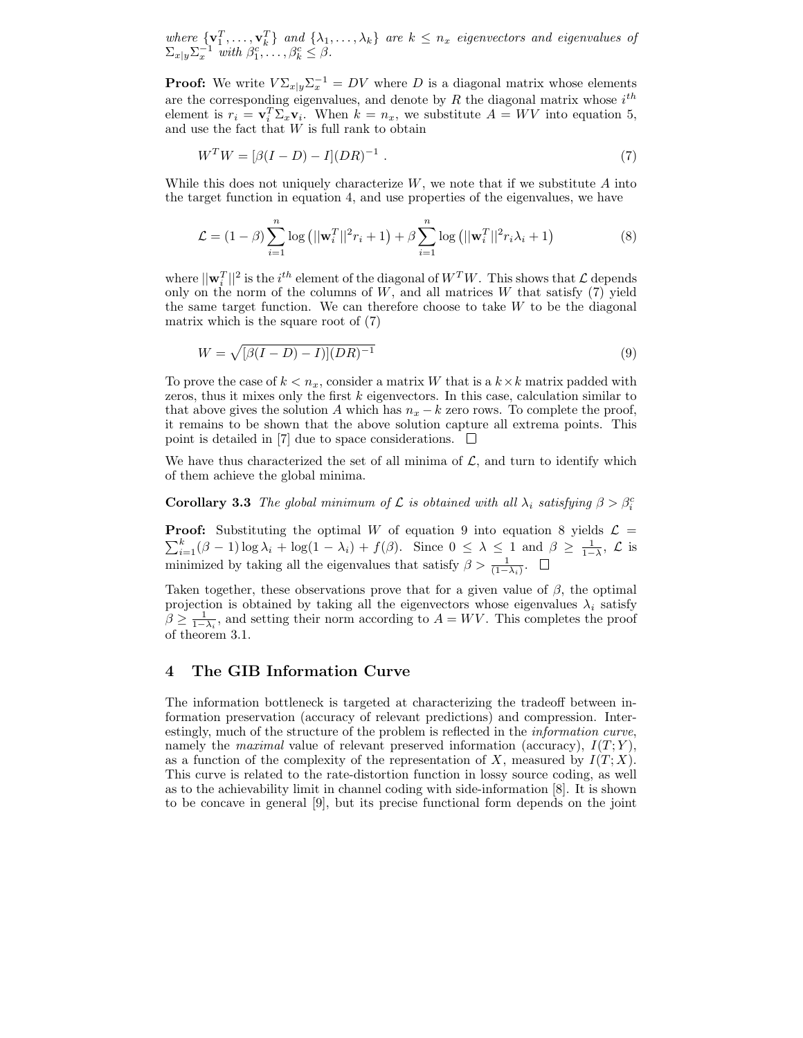*where* $\{\mathbf{v}_1^T, \ldots, \mathbf{v}_k^T\}$ *and* $\{\lambda_1, \ldots, \lambda_k\}$ *are* $k \leq n_x$ *eigenvectors and eigenvalues of* $\Sigma_{x|y}\Sigma_x^{-1}$ *with* $\beta_1^c, \ldots, \beta_k^c \leq \beta$.

**Proof:** We write $V\Sigma_{x|y}\Sigma_x^{-1} = DV$ where $D$ is a diagonal matrix whose elements are the corresponding eigenvalues, and denote by $R$ the diagonal matrix whose $i^{th}$ element is $r_i = \mathbf{v}_i^T \Sigma_x \mathbf{v}_i$. When $k = n_x$, we substitute $A = WV$ into equation 5, and use the fact that $W$ is full rank to obtain

$$W^T W = [\beta(I - D) - I](DR)^{-1} \ . \tag{7}$$

While this does not uniquely characterize $W$, we note that if we substitute $A$ into the target function in equation 4, and use properties of the eigenvalues, we have

$$\mathcal{L} = (1-\beta)\sum_{i=1}^{n} \log\left(||\mathbf{w}_i^T||^2 r_i + 1\right) + \beta \sum_{i=1}^{n} \log\left(||\mathbf{w}_i^T||^2 r_i \lambda_i + 1\right) \tag{8}$$

where $||\mathbf{w}_i^T||^2$ is the $i^{th}$ element of the diagonal of $W^T W$. This shows that $\mathcal{L}$ depends only on the norm of the columns of $W$, and all matrices $W$ that satisfy (7) yield the same target function. We can therefore choose to take $W$ to be the diagonal matrix which is the square root of (7)

$$W = \sqrt{[\beta(I - D) - I)](DR)^{-1}} \tag{9}$$

To prove the case of $k < n_x$, consider a matrix $W$ that is a $k \times k$ matrix padded with zeros, thus it mixes only the first $k$ eigenvectors. In this case, calculation similar to that above gives the solution $A$ which has $n_x - k$ zero rows. To complete the proof, it remains to be shown that the above solution capture all extrema points. This point is detailed in [7] due to space considerations. □

We have thus characterized the set of all minima of $\mathcal{L}$, and turn to identify which of them achieve the global minima.

**Corollary 3.3** *The global minimum of* $\mathcal{L}$ *is obtained with all* $\lambda_i$ *satisfying* $\beta > \beta_i^c$

**Proof:** Substituting the optimal $W$ of equation 9 into equation 8 yields $\mathcal{L} = \sum_{i=1}^{k} (\beta - 1)\log \lambda_i + \log(1 - \lambda_i) + f(\beta)$. Since $0 \leq \lambda \leq 1$ and $\beta \geq \frac{1}{1-\lambda}$, $\mathcal{L}$ is minimized by taking all the eigenvalues that satisfy $\beta > \frac{1}{(1-\lambda_i)}$. □

Taken together, these observations prove that for a given value of $\beta$, the optimal projection is obtained by taking all the eigenvectors whose eigenvalues $\lambda_i$ satisfy $\beta \geq \frac{1}{1-\lambda_i}$, and setting their norm according to $A = WV$. This completes the proof of theorem 3.1.

## 4 The GIB Information Curve

The information bottleneck is targeted at characterizing the tradeoff between information preservation (accuracy of relevant predictions) and compression. Interestingly, much of the structure of the problem is reflected in the *information curve*, namely the *maximal* value of relevant preserved information (accuracy), $I(T;Y)$, as a function of the complexity of the representation of $X$, measured by $I(T;X)$. This curve is related to the rate-distortion function in lossy source coding, as well as to the achievability limit in channel coding with side-information [8]. It is shown to be concave in general [9], but its precise functional form depends on the joint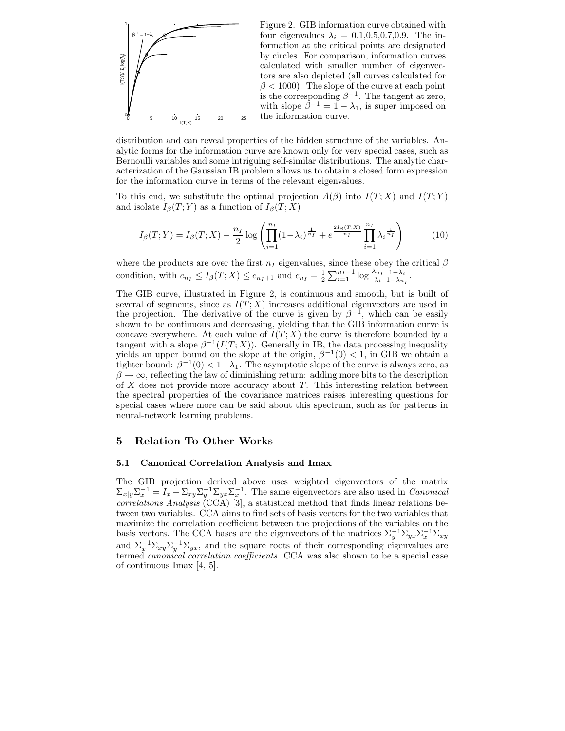Figure 2. GIB information curve obtained with four eigenvalues $\lambda_i = 0.1, 0.5, 0.7, 0.9$. The information at the critical points are designated by circles. For comparison, information curves calculated with smaller number of eigenvectors are also depicted (all curves calculated for $\beta < 1000$). The slope of the curve at each point is the corresponding $\beta^{-1}$. The tangent at zero, with slope $\beta^{-1} = 1 - \lambda_1$, is super imposed on the information curve.

distribution and can reveal properties of the hidden structure of the variables. Analytic forms for the information curve are known only for very special cases, such as Bernoulli variables and some intriguing self-similar distributions. The analytic characterization of the Gaussian IB problem allows us to obtain a closed form expression for the information curve in terms of the relevant eigenvalues.

To this end, we substitute the optimal projection $A(\beta)$ into $I(T;X)$ and $I(T;Y)$ and isolate $I_\beta(T;Y)$ as a function of $I_\beta(T;X)$

$$I_\beta(T;Y) = I_\beta(T;X) - \frac{n_I}{2} \log \left( \prod_{i=1}^{n_I} (1-\lambda_i)^{\frac{1}{n_I}} + e^{\frac{2I_\beta(T;X)}{n_I}} \prod_{i=1}^{n_I} \lambda_i^{\frac{1}{n_I}} \right) \tag{10}$$

where the products are over the first $n_I$ eigenvalues, since these obey the critical $\beta$ condition, with $c_{n_I} \leq I_\beta(T;X) \leq c_{n_I+1}$ and $c_{n_I} = \frac{1}{2} \sum_{i=1}^{n_I-1} \log \frac{\lambda_{n_I}}{\lambda_i} \frac{1-\lambda_i}{1-\lambda_{n_I}}$.

The GIB curve, illustrated in Figure 2, is continuous and smooth, but is built of several of segments, since as $I(T;X)$ increases additional eigenvectors are used in the projection. The derivative of the curve is given by $\beta^{-1}$, which can be easily shown to be continuous and decreasing, yielding that the GIB information curve is concave everywhere. At each value of $I(T;X)$ the curve is therefore bounded by a tangent with a slope $\beta^{-1}(I(T;X))$. Generally in IB, the data processing inequality yields an upper bound on the slope at the origin, $\beta^{-1}(0) < 1$, in GIB we obtain a tighter bound: $\beta^{-1}(0) < 1 - \lambda_1$. The asymptotic slope of the curve is always zero, as $\beta \to \infty$, reflecting the law of diminishing return: adding more bits to the description of $X$ does not provide more accuracy about $T$. This interesting relation between the spectral properties of the covariance matrices raises interesting questions for special cases where more can be said about this spectrum, such as for patterns in neural-network learning problems.

## 5 Relation To Other Works

### 5.1 Canonical Correlation Analysis and Imax

The GIB projection derived above uses weighted eigenvectors of the matrix $\Sigma_{x|y}\Sigma_x^{-1} = I_x - \Sigma_{xy}\Sigma_y^{-1}\Sigma_{yx}\Sigma_x^{-1}$. The same eigenvectors are also used in *Canonical correlations Analysis* (CCA) [3], a statistical method that finds linear relations between two variables. CCA aims to find sets of basis vectors for the two variables that maximize the correlation coefficient between the projections of the variables on the basis vectors. The CCA bases are the eigenvectors of the matrices $\Sigma_y^{-1}\Sigma_{yx}\Sigma_x^{-1}\Sigma_{xy}$ and $\Sigma_x^{-1}\Sigma_{xy}\Sigma_y^{-1}\Sigma_{yx}$, and the square roots of their corresponding eigenvalues are termed *canonical correlation coefficients*. CCA was also shown to be a special case of continuous Imax [4, 5].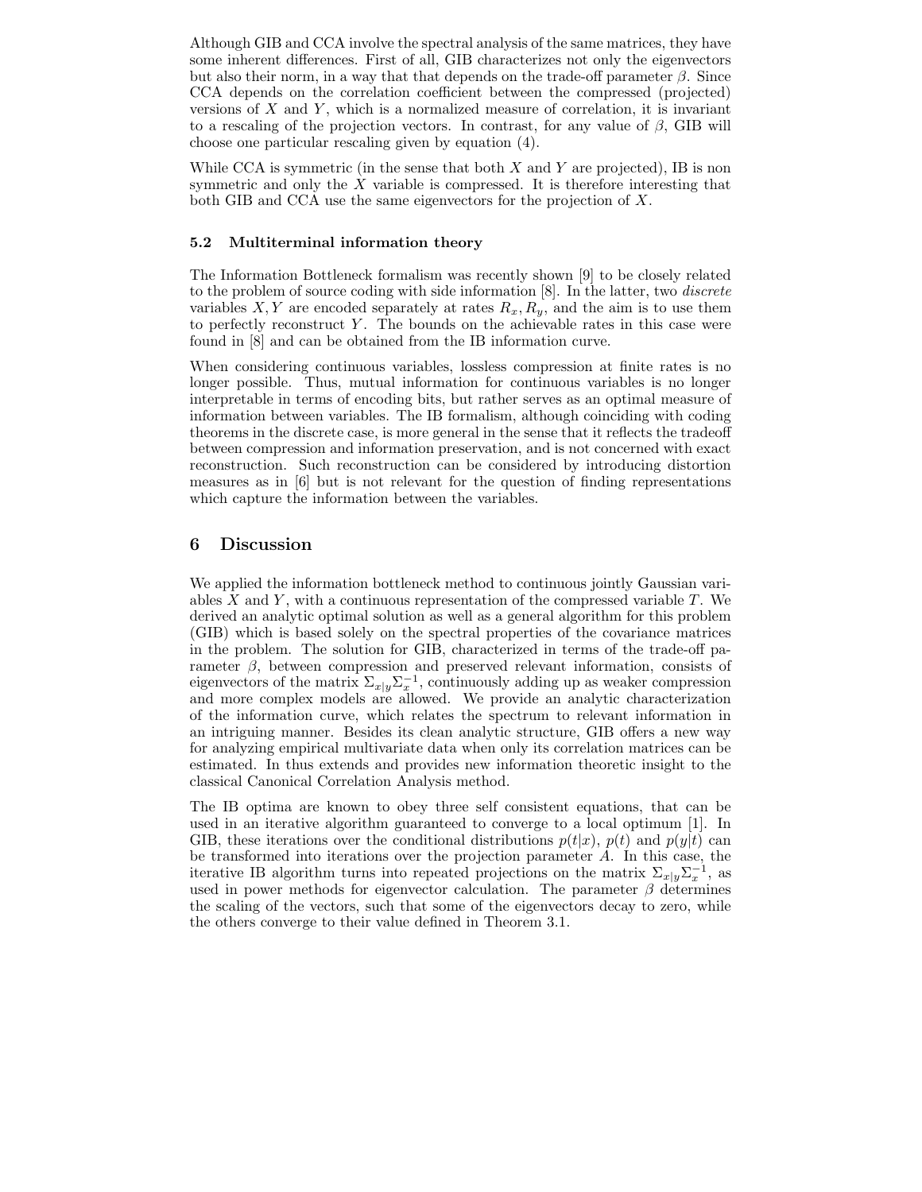Although GIB and CCA involve the spectral analysis of the same matrices, they have some inherent differences. First of all, GIB characterizes not only the eigenvectors but also their norm, in a way that that depends on the trade-off parameter $\beta$. Since CCA depends on the correlation coefficient between the compressed (projected) versions of $X$ and $Y$, which is a normalized measure of correlation, it is invariant to a rescaling of the projection vectors. In contrast, for any value of $\beta$, GIB will choose one particular rescaling given by equation (4).

While CCA is symmetric (in the sense that both $X$ and $Y$ are projected), IB is non symmetric and only the $X$ variable is compressed. It is therefore interesting that both GIB and CCA use the same eigenvectors for the projection of $X$.

### 5.2 Multiterminal information theory

The Information Bottleneck formalism was recently shown [9] to be closely related to the problem of source coding with side information [8]. In the latter, two *discrete* variables $X, Y$ are encoded separately at rates $R_x, R_y$, and the aim is to use them to perfectly reconstruct $Y$. The bounds on the achievable rates in this case were found in [8] and can be obtained from the IB information curve.

When considering continuous variables, lossless compression at finite rates is no longer possible. Thus, mutual information for continuous variables is no longer interpretable in terms of encoding bits, but rather serves as an optimal measure of information between variables. The IB formalism, although coinciding with coding theorems in the discrete case, is more general in the sense that it reflects the tradeoff between compression and information preservation, and is not concerned with exact reconstruction. Such reconstruction can be considered by introducing distortion measures as in [6] but is not relevant for the question of finding representations which capture the information between the variables.

## 6 Discussion

We applied the information bottleneck method to continuous jointly Gaussian variables $X$ and $Y$, with a continuous representation of the compressed variable $T$. We derived an analytic optimal solution as well as a general algorithm for this problem (GIB) which is based solely on the spectral properties of the covariance matrices in the problem. The solution for GIB, characterized in terms of the trade-off parameter $\beta$, between compression and preserved relevant information, consists of eigenvectors of the matrix $\Sigma_{x|y}\Sigma_x^{-1}$, continuously adding up as weaker compression and more complex models are allowed. We provide an analytic characterization of the information curve, which relates the spectrum to relevant information in an intriguing manner. Besides its clean analytic structure, GIB offers a new way for analyzing empirical multivariate data when only its correlation matrices can be estimated. In thus extends and provides new information theoretic insight to the classical Canonical Correlation Analysis method.

The IB optima are known to obey three self consistent equations, that can be used in an iterative algorithm guaranteed to converge to a local optimum [1]. In GIB, these iterations over the conditional distributions $p(t|x)$, $p(t)$ and $p(y|t)$ can be transformed into iterations over the projection parameter $A$. In this case, the iterative IB algorithm turns into repeated projections on the matrix $\Sigma_{x|y}\Sigma_x^{-1}$, as used in power methods for eigenvector calculation. The parameter $\beta$ determines the scaling of the vectors, such that some of the eigenvectors decay to zero, while the others converge to their value defined in Theorem 3.1.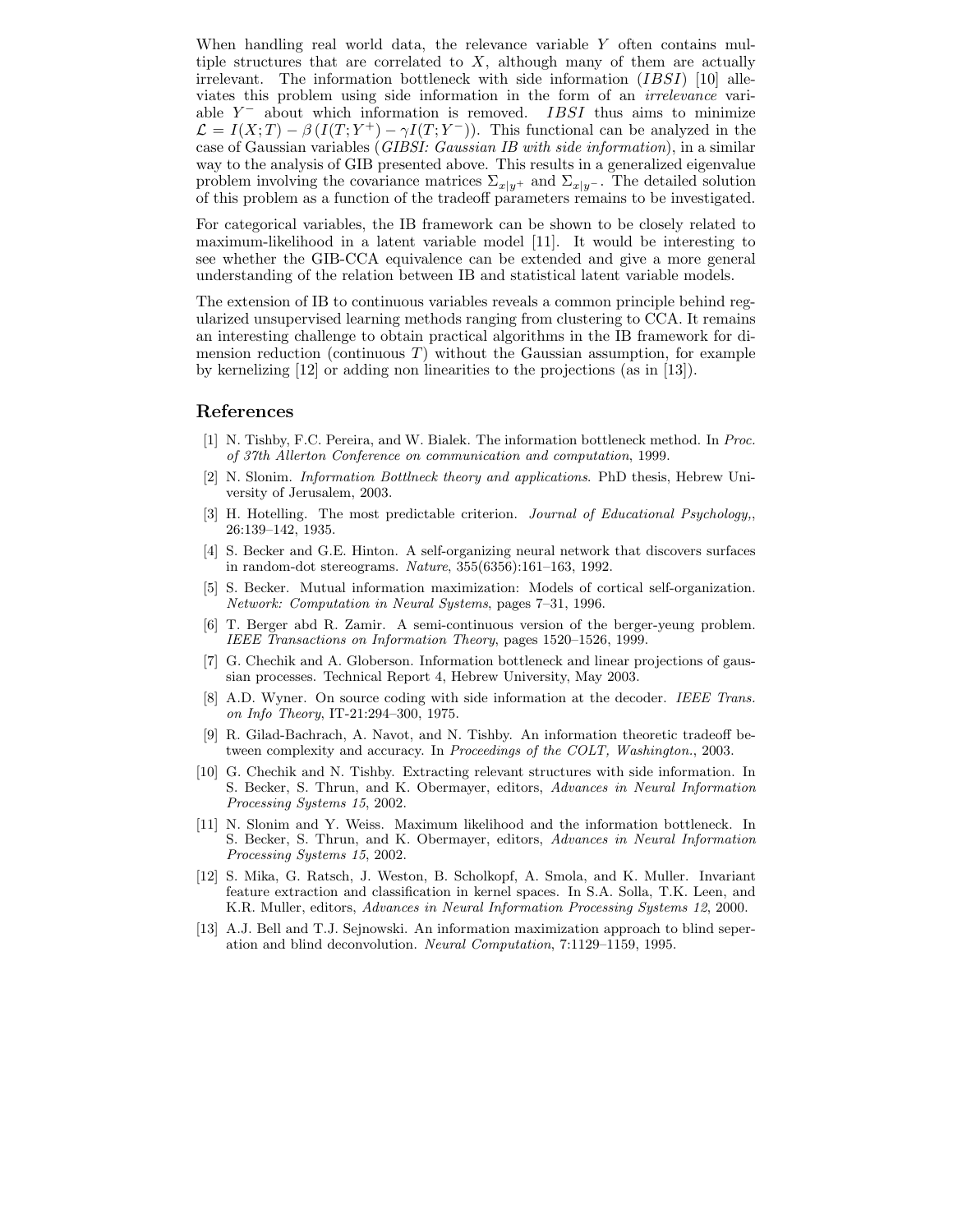When handling real world data, the relevance variable $Y$ often contains multiple structures that are correlated to $X$, although many of them are actually irrelevant. The information bottleneck with side information ($IBSI$) [10] alleviates this problem using side information in the form of an *irrelevance* variable $Y^-$ about which information is removed. $IBSI$ thus aims to minimize $\mathcal{L} = I(X;T) - \beta \left(I(T;Y^+) - \gamma I(T;Y^-)\right)$. This functional can be analyzed in the case of Gaussian variables (*GIBSI: Gaussian IB with side information*), in a similar way to the analysis of GIB presented above. This results in a generalized eigenvalue problem involving the covariance matrices $\Sigma_{x|y^+}$ and $\Sigma_{x|y^-}$. The detailed solution of this problem as a function of the tradeoff parameters remains to be investigated.

For categorical variables, the IB framework can be shown to be closely related to maximum-likelihood in a latent variable model [11]. It would be interesting to see whether the GIB-CCA equivalence can be extended and give a more general understanding of the relation between IB and statistical latent variable models.

The extension of IB to continuous variables reveals a common principle behind regularized unsupervised learning methods ranging from clustering to CCA. It remains an interesting challenge to obtain practical algorithms in the IB framework for dimension reduction (continuous $T$) without the Gaussian assumption, for example by kernelizing [12] or adding non linearities to the projections (as in [13]).

## References

[1] N. Tishby, F.C. Pereira, and W. Bialek. The information bottleneck method. In *Proc. of 37th Allerton Conference on communication and computation*, 1999.

[2] N. Slonim. *Information Bottlneck theory and applications*. PhD thesis, Hebrew University of Jerusalem, 2003.

[3] H. Hotelling. The most predictable criterion. *Journal of Educational Psychology,*, 26:139–142, 1935.

[4] S. Becker and G.E. Hinton. A self-organizing neural network that discovers surfaces in random-dot stereograms. *Nature*, 355(6356):161–163, 1992.

[5] S. Becker. Mutual information maximization: Models of cortical self-organization. *Network: Computation in Neural Systems*, pages 7–31, 1996.

[6] T. Berger abd R. Zamir. A semi-continuous version of the berger-yeung problem. *IEEE Transactions on Information Theory*, pages 1520–1526, 1999.

[7] G. Chechik and A. Globerson. Information bottleneck and linear projections of gaussian processes. Technical Report 4, Hebrew University, May 2003.

[8] A.D. Wyner. On source coding with side information at the decoder. *IEEE Trans. on Info Theory*, IT-21:294–300, 1975.

[9] R. Gilad-Bachrach, A. Navot, and N. Tishby. An information theoretic tradeoff between complexity and accuracy. In *Proceedings of the COLT, Washington.*, 2003.

[10] G. Chechik and N. Tishby. Extracting relevant structures with side information. In S. Becker, S. Thrun, and K. Obermayer, editors, *Advances in Neural Information Processing Systems 15*, 2002.

[11] N. Slonim and Y. Weiss. Maximum likelihood and the information bottleneck. In S. Becker, S. Thrun, and K. Obermayer, editors, *Advances in Neural Information Processing Systems 15*, 2002.

[12] S. Mika, G. Ratsch, J. Weston, B. Scholkopf, A. Smola, and K. Muller. Invariant feature extraction and classification in kernel spaces. In S.A. Solla, T.K. Leen, and K.R. Muller, editors, *Advances in Neural Information Processing Systems 12*, 2000.

[13] A.J. Bell and T.J. Sejnowski. An information maximization approach to blind seperation and blind deconvolution. *Neural Computation*, 7:1129–1159, 1995.